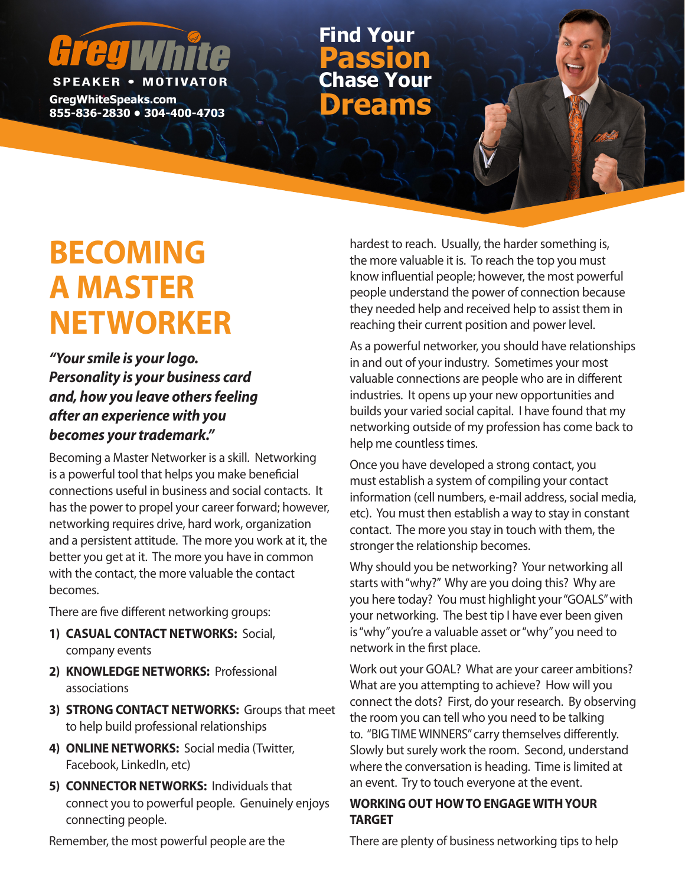Greg White

SPEAKER • MOTIVATOR

GregWhiteSpeaks.com
855-836-2830 • 304-400-4703

Find Your **Passion** Chase Your **Dreams**

# BECOMING A MASTER NETWORKER

***"Your smile is your logo. Personality is your business card and, how you leave others feeling after an experience with you becomes your trademark."***

Becoming a Master Networker is a skill. Networking is a powerful tool that helps you make beneficial connections useful in business and social contacts. It has the power to propel your career forward; however, networking requires drive, hard work, organization and a persistent attitude. The more you work at it, the better you get at it. The more you have in common with the contact, the more valuable the contact becomes.

There are five different networking groups:

1) **CASUAL CONTACT NETWORKS:** Social, company events
2) **KNOWLEDGE NETWORKS:** Professional associations
3) **STRONG CONTACT NETWORKS:** Groups that meet to help build professional relationships
4) **ONLINE NETWORKS:** Social media (Twitter, Facebook, LinkedIn, etc)
5) **CONNECTOR NETWORKS:** Individuals that connect you to powerful people. Genuinely enjoys connecting people.

Remember, the most powerful people are the hardest to reach. Usually, the harder something is, the more valuable it is. To reach the top you must know influential people; however, the most powerful people understand the power of connection because they needed help and received help to assist them in reaching their current position and power level.

As a powerful networker, you should have relationships in and out of your industry. Sometimes your most valuable connections are people who are in different industries. It opens up your new opportunities and builds your varied social capital. I have found that my networking outside of my profession has come back to help me countless times.

Once you have developed a strong contact, you must establish a system of compiling your contact information (cell numbers, e-mail address, social media, etc). You must then establish a way to stay in constant contact. The more you stay in touch with them, the stronger the relationship becomes.

Why should you be networking? Your networking all starts with "why?" Why are you doing this? Why are you here today? You must highlight your "GOALS" with your networking. The best tip I have ever been given is "why" you're a valuable asset or "why" you need to network in the first place.

Work out your GOAL? What are your career ambitions? What are you attempting to achieve? How will you connect the dots? First, do your research. By observing the room you can tell who you need to be talking to. "BIG TIME WINNERS" carry themselves differently. Slowly but surely work the room. Second, understand where the conversation is heading. Time is limited at an event. Try to touch everyone at the event.

**WORKING OUT HOW TO ENGAGE WITH YOUR TARGET**

There are plenty of business networking tips to help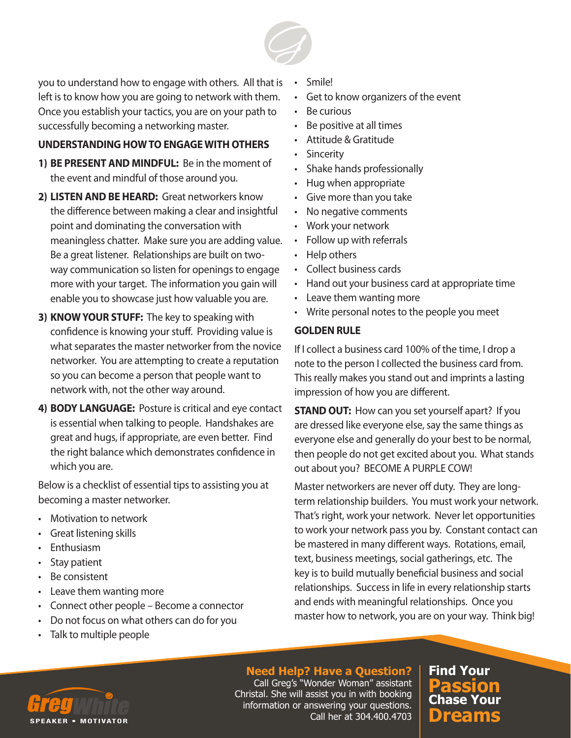you to understand how to engage with others. All that is left is to know how you are going to network with them. Once you establish your tactics, you are on your path to successfully becoming a networking master.

**UNDERSTANDING HOW TO ENGAGE WITH OTHERS**

1) **BE PRESENT AND MINDFUL:** Be in the moment of the event and mindful of those around you.

2) **LISTEN AND BE HEARD:** Great networkers know the difference between making a clear and insightful point and dominating the conversation with meaningless chatter. Make sure you are adding value. Be a great listener. Relationships are built on two-way communication so listen for openings to engage more with your target. The information you gain will enable you to showcase just how valuable you are.

3) **KNOW YOUR STUFF:** The key to speaking with confidence is knowing your stuff. Providing value is what separates the master networker from the novice networker. You are attempting to create a reputation so you can become a person that people want to network with, not the other way around.

4) **BODY LANGUAGE:** Posture is critical and eye contact is essential when talking to people. Handshakes are great and hugs, if appropriate, are even better. Find the right balance which demonstrates confidence in which you are.

Below is a checklist of essential tips to assisting you at becoming a master networker.

- Motivation to network
- Great listening skills
- Enthusiasm
- Stay patient
- Be consistent
- Leave them wanting more
- Connect other people – Become a connector
- Do not focus on what others can do for you
- Talk to multiple people
- Smile!
- Get to know organizers of the event
- Be curious
- Be positive at all times
- Attitude & Gratitude
- Sincerity
- Shake hands professionally
- Hug when appropriate
- Give more than you take
- No negative comments
- Work your network
- Follow up with referrals
- Help others
- Collect business cards
- Hand out your business card at appropriate time
- Leave them wanting more
- Write personal notes to the people you meet

**GOLDEN RULE**

If I collect a business card 100% of the time, I drop a note to the person I collected the business card from. This really makes you stand out and imprints a lasting impression of how you are different.

**STAND OUT:** How can you set yourself apart? If you are dressed like everyone else, say the same things as everyone else and generally do your best to be normal, then people do not get excited about you. What stands out about you? BECOME A PURPLE COW!

Master networkers are never off duty. They are long-term relationship builders. You must work your network. That's right, work your network. Never let opportunities to work your network pass you by. Constant contact can be mastered in many different ways. Rotations, email, text, business meetings, social gatherings, etc. The key is to build mutually beneficial business and social relationships. Success in life in every relationship starts and ends with meaningful relationships. Once you master how to network, you are on your way. Think big!

**Need Help? Have a Question?**
Call Greg's "Wonder Woman" assistant Christal. She will assist you in with booking information or answering your questions. Call her at 304.400.4703

**Find Your Passion Chase Your Dreams**

Greg White
SPEAKER • MOTIVATOR